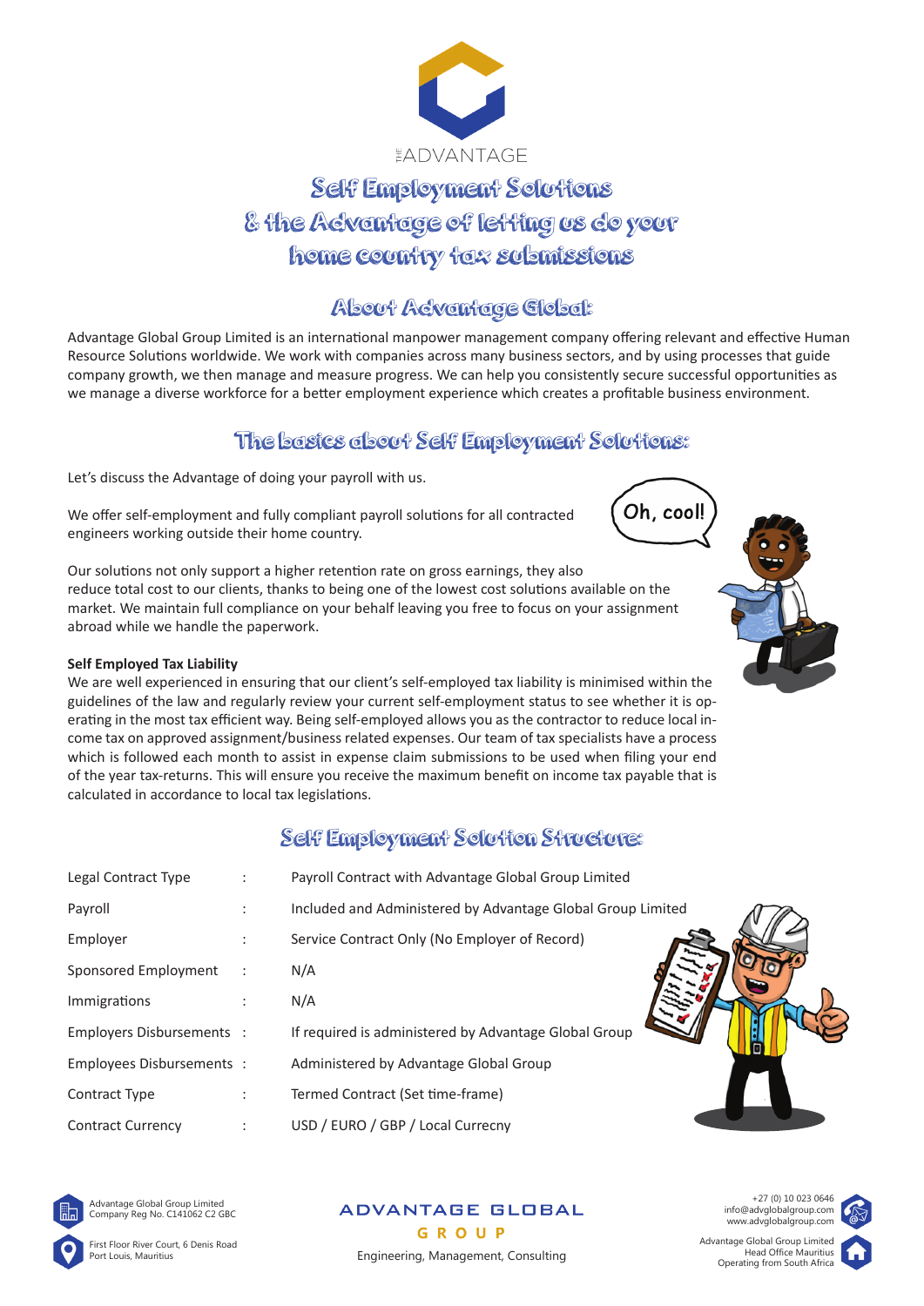THE ADVANTAGE

# Self Employment Solutions & the Advantage of letting us do your home country tax submissions

## About Advantage Global:

Advantage Global Group Limited is an international manpower management company offering relevant and effective Human Resource Solutions worldwide. We work with companies across many business sectors, and by using processes that guide company growth, we then manage and measure progress. We can help you consistently secure successful opportunities as we manage a diverse workforce for a better employment experience which creates a profitable business environment.

## The basics about Self Employment Solutions:

Let's discuss the Advantage of doing your payroll with us.

We offer self-employment and fully compliant payroll solutions for all contracted engineers working outside their home country.

Our solutions not only support a higher retention rate on gross earnings, they also reduce total cost to our clients, thanks to being one of the lowest cost solutions available on the market. We maintain full compliance on your behalf leaving you free to focus on your assignment abroad while we handle the paperwork.

**Self Employed Tax Liability**

We are well experienced in ensuring that our client's self-employed tax liability is minimised within the guidelines of the law and regularly review your current self-employment status to see whether it is operating in the most tax efficient way. Being self-employed allows you as the contractor to reduce local income tax on approved assignment/business related expenses. Our team of tax specialists have a process which is followed each month to assist in expense claim submissions to be used when filing your end of the year tax-returns. This will ensure you receive the maximum benefit on income tax payable that is calculated in accordance to local tax legislations.

## Self Employment Solution Structure:

| | | |
|---|---|---|
| Legal Contract Type | : | Payroll Contract with Advantage Global Group Limited |
| Payroll | : | Included and Administered by Advantage Global Group Limited |
| Employer | : | Service Contract Only (No Employer of Record) |
| Sponsored Employment | : | N/A |
| Immigrations | : | N/A |
| Employers Disbursements | : | If required is administered by Advantage Global Group |
| Employees Disbursements | : | Administered by Advantage Global Group |
| Contract Type | : | Termed Contract (Set time-frame) |
| Contract Currency | : | USD / EURO / GBP / Local Currecny |

Advantage Global Group Limited
Company Reg No. C141062 C2 GBC

First Floor River Court, 6 Denis Road
Port Louis, Mauritius

ADVANTAGE GLOBAL GROUP
Engineering, Management, Consulting

+27 (0) 10 023 0646
info@advglobalgroup.com
www.advglobalgroup.com

Advantage Global Group Limited
Head Office Mauritius
Operating from South Africa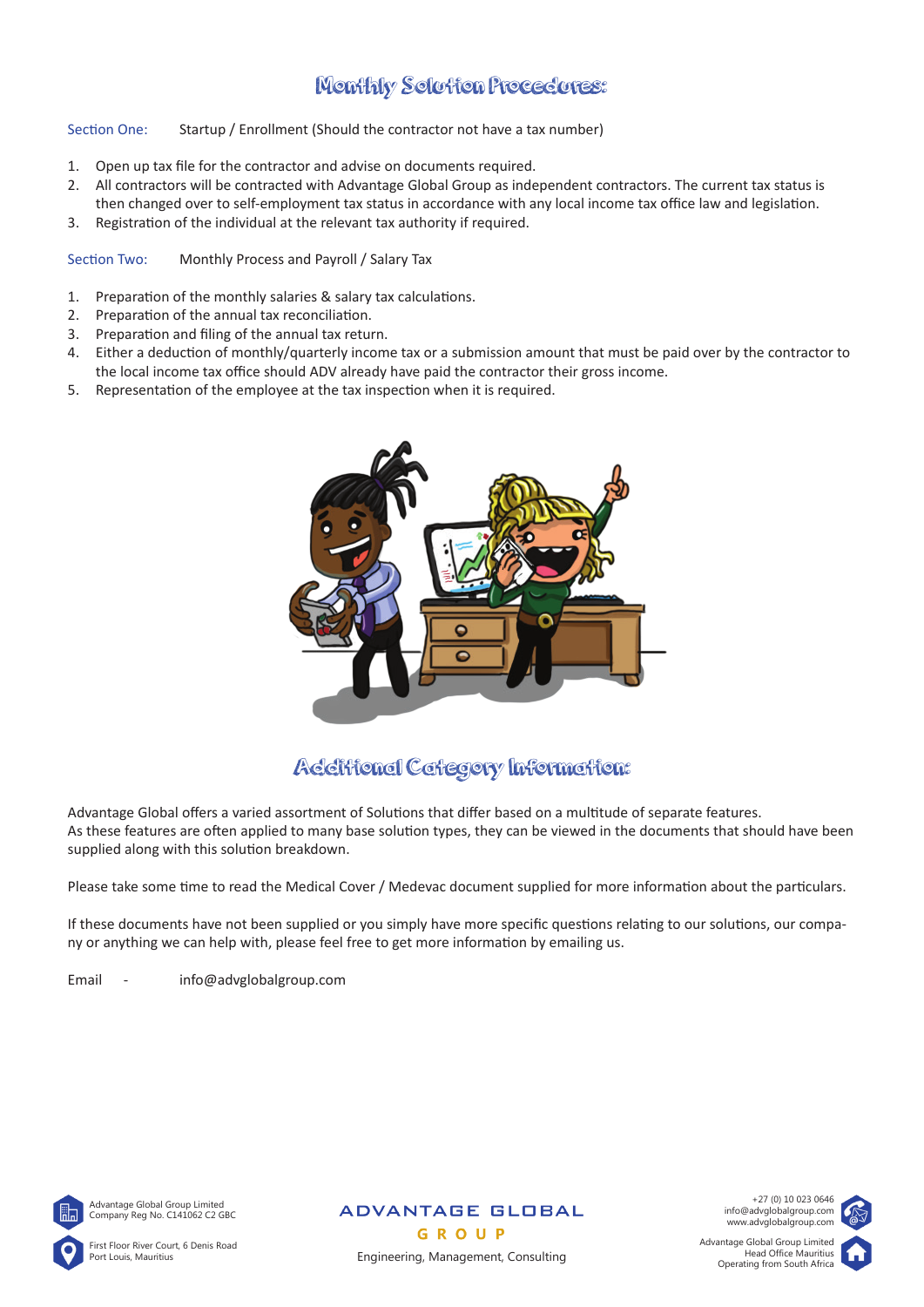## Monthly Solution Procedures:

Section One: Startup / Enrollment (Should the contractor not have a tax number)

1. Open up tax file for the contractor and advise on documents required.
2. All contractors will be contracted with Advantage Global Group as independent contractors. The current tax status is then changed over to self-employment tax status in accordance with any local income tax office law and legislation.
3. Registration of the individual at the relevant tax authority if required.

Section Two: Monthly Process and Payroll / Salary Tax

1. Preparation of the monthly salaries & salary tax calculations.
2. Preparation of the annual tax reconciliation.
3. Preparation and filing of the annual tax return.
4. Either a deduction of monthly/quarterly income tax or a submission amount that must be paid over by the contractor to the local income tax office should ADV already have paid the contractor their gross income.
5. Representation of the employee at the tax inspection when it is required.

## Additional Category Information:

Advantage Global offers a varied assortment of Solutions that differ based on a multitude of separate features.
As these features are often applied to many base solution types, they can be viewed in the documents that should have been supplied along with this solution breakdown.

Please take some time to read the Medical Cover / Medevac document supplied for more information about the particulars.

If these documents have not been supplied or you simply have more specific questions relating to our solutions, our company or anything we can help with, please feel free to get more information by emailing us.

Email - info@advglobalgroup.com

Advantage Global Group Limited
Company Reg No. C141062 C2 GBC

First Floor River Court, 6 Denis Road
Port Louis, Mauritius

ADVANTAGE GLOBAL GROUP
Engineering, Management, Consulting

+27 (0) 10 023 0646
info@advglobalgroup.com
www.advglobalgroup.com

Advantage Global Group Limited
Head Office Mauritius
Operating from South Africa